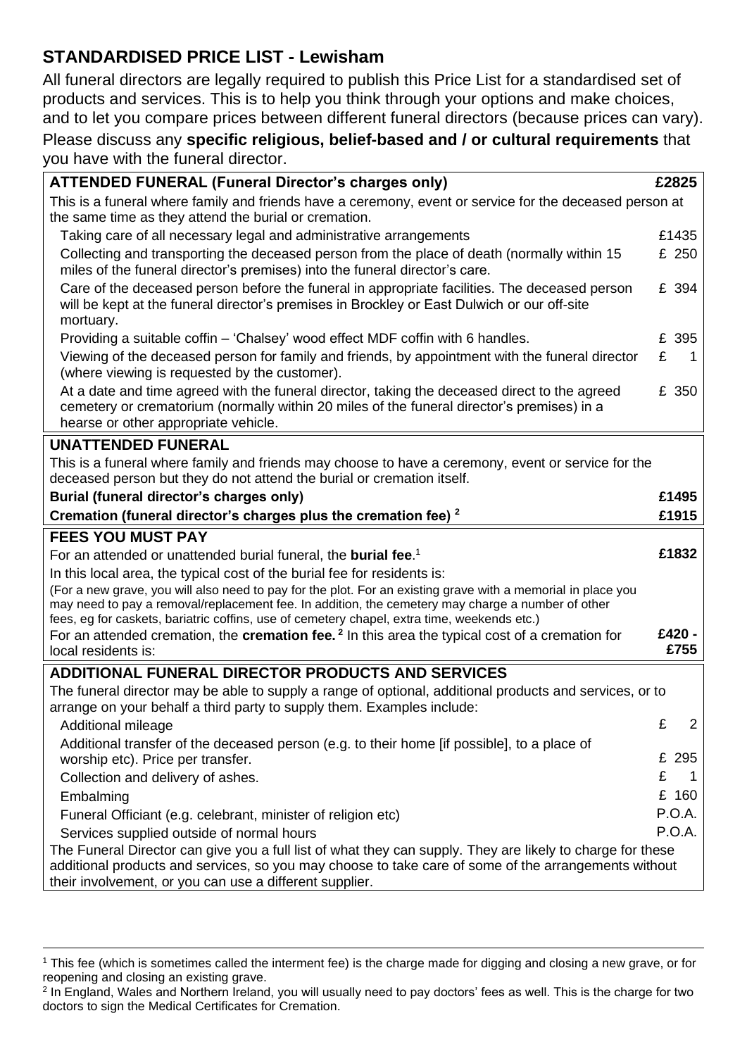## STANDARDISED PRICE LIST - Lewisham

All funeral directors are legally required to publish this Price List for a standardised set of products and services. This is to help you think through your options and make choices, and to let you compare prices between different funeral directors (because prices can vary).

Please discuss any **specific religious, belief-based and / or cultural requirements** that you have with the funeral director.

| **ATTENDED FUNERAL (Funeral Director's charges only)** | **£2825** |
|---|---|
| This is a funeral where family and friends have a ceremony, event or service for the deceased person at the same time as they attend the burial or cremation. | |
| Taking care of all necessary legal and administrative arrangements | £1435 |
| Collecting and transporting the deceased person from the place of death (normally within 15 miles of the funeral director's premises) into the funeral director's care. | £ 250 |
| Care of the deceased person before the funeral in appropriate facilities. The deceased person will be kept at the funeral director's premises in Brockley or East Dulwich or our off-site mortuary. | £ 394 |
| Providing a suitable coffin – 'Chalsey' wood effect MDF coffin with 6 handles. | £ 395 |
| Viewing of the deceased person for family and friends, by appointment with the funeral director (where viewing is requested by the customer). | £ 1 |
| At a date and time agreed with the funeral director, taking the deceased direct to the agreed cemetery or crematorium (normally within 20 miles of the funeral director's premises) in a hearse or other appropriate vehicle. | £ 350 |

| **UNATTENDED FUNERAL** | |
|---|---|
| This is a funeral where family and friends may choose to have a ceremony, event or service for the deceased person but they do not attend the burial or cremation itself. | |
| **Burial (funeral director's charges only)** | **£1495** |
| **Cremation (funeral director's charges plus the cremation fee)** [2] | **£1915** |

| **FEES YOU MUST PAY** | |
|---|---|
| For an attended or unattended burial funeral, the **burial fee**.[1] In this local area, the typical cost of the burial fee for residents is: (For a new grave, you will also need to pay for the plot. For an existing grave with a memorial in place you may need to pay a removal/replacement fee. In addition, the cemetery may charge a number of other fees, eg for caskets, bariatric coffins, use of cemetery chapel, extra time, weekends etc.) | **£1832** |
| For an attended cremation, the **cremation fee.** [2] In this area the typical cost of a cremation for local residents is: | **£420 - £755** |

| **ADDITIONAL FUNERAL DIRECTOR PRODUCTS AND SERVICES** | |
|---|---|
| The funeral director may be able to supply a range of optional, additional products and services, or to arrange on your behalf a third party to supply them. Examples include: | |
| Additional mileage | £ 2 |
| Additional transfer of the deceased person (e.g. to their home [if possible], to a place of worship etc). Price per transfer. | £ 295 |
| Collection and delivery of ashes. | £ 1 |
| Embalming | £ 160 |
| Funeral Officiant (e.g. celebrant, minister of religion etc) | P.O.A. |
| Services supplied outside of normal hours | P.O.A. |
| The Funeral Director can give you a full list of what they can supply. They are likely to charge for these additional products and services, so you may choose to take care of some of the arrangements without their involvement, or you can use a different supplier. | |

[1] This fee (which is sometimes called the interment fee) is the charge made for digging and closing a new grave, or for reopening and closing an existing grave.

[2] In England, Wales and Northern Ireland, you will usually need to pay doctors' fees as well. This is the charge for two doctors to sign the Medical Certificates for Cremation.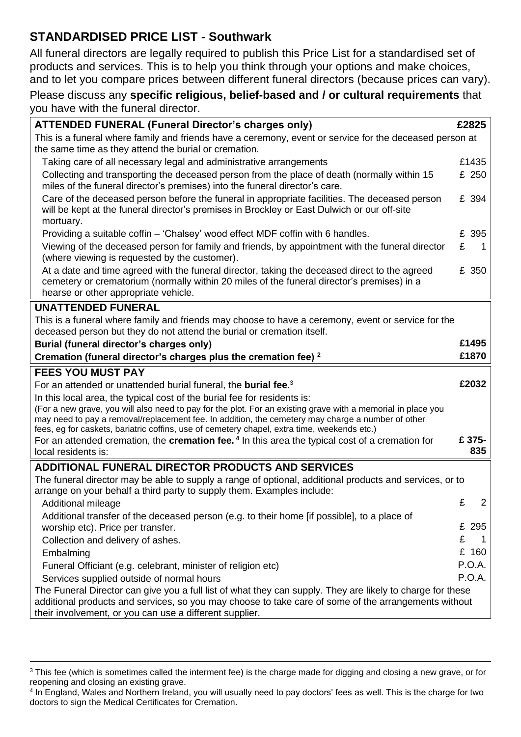## STANDARDISED PRICE LIST - Southwark

All funeral directors are legally required to publish this Price List for a standardised set of products and services. This is to help you think through your options and make choices, and to let you compare prices between different funeral directors (because prices can vary).

Please discuss any **specific religious, belief-based and / or cultural requirements** that you have with the funeral director.

| **ATTENDED FUNERAL (Funeral Director's charges only)** | **£2825** |
|---|---|
| This is a funeral where family and friends have a ceremony, event or service for the deceased person at the same time as they attend the burial or cremation. | |
| Taking care of all necessary legal and administrative arrangements | £1435 |
| Collecting and transporting the deceased person from the place of death (normally within 15 miles of the funeral director's premises) into the funeral director's care. | £ 250 |
| Care of the deceased person before the funeral in appropriate facilities. The deceased person will be kept at the funeral director's premises in Brockley or East Dulwich or our off-site mortuary. | £ 394 |
| Providing a suitable coffin – 'Chalsey' wood effect MDF coffin with 6 handles. | £ 395 |
| Viewing of the deceased person for family and friends, by appointment with the funeral director (where viewing is requested by the customer). | £ 1 |
| At a date and time agreed with the funeral director, taking the deceased direct to the agreed cemetery or crematorium (normally within 20 miles of the funeral director's premises) in a hearse or other appropriate vehicle. | £ 350 |

| **UNATTENDED FUNERAL** | |
|---|---|
| This is a funeral where family and friends may choose to have a ceremony, event or service for the deceased person but they do not attend the burial or cremation itself. | |
| **Burial (funeral director's charges only)** | **£1495** |
| **Cremation (funeral director's charges plus the cremation fee)** [2] | **£1870** |

| **FEES YOU MUST PAY** | |
|---|---|
| For an attended or unattended burial funeral, the **burial fee**.[3] In this local area, the typical cost of the burial fee for residents is: (For a new grave, you will also need to pay for the plot. For an existing grave with a memorial in place you may need to pay a removal/replacement fee. In addition, the cemetery may charge a number of other fees, eg for caskets, bariatric coffins, use of cemetery chapel, extra time, weekends etc.) | **£2032** |
| For an attended cremation, the **cremation fee.** [4] In this area the typical cost of a cremation for local residents is: | **£ 375-835** |

| **ADDITIONAL FUNERAL DIRECTOR PRODUCTS AND SERVICES** | |
|---|---|
| The funeral director may be able to supply a range of optional, additional products and services, or to arrange on your behalf a third party to supply them. Examples include: | |
| Additional mileage | £ 2 |
| Additional transfer of the deceased person (e.g. to their home [if possible], to a place of worship etc). Price per transfer. | £ 295 |
| Collection and delivery of ashes. | £ 1 |
| Embalming | £ 160 |
| Funeral Officiant (e.g. celebrant, minister of religion etc) | P.O.A. |
| Services supplied outside of normal hours | P.O.A. |
| The Funeral Director can give you a full list of what they can supply. They are likely to charge for these additional products and services, so you may choose to take care of some of the arrangements without their involvement, or you can use a different supplier. | |

---

[3] This fee (which is sometimes called the interment fee) is the charge made for digging and closing a new grave, or for reopening and closing an existing grave.

[4] In England, Wales and Northern Ireland, you will usually need to pay doctors' fees as well. This is the charge for two doctors to sign the Medical Certificates for Cremation.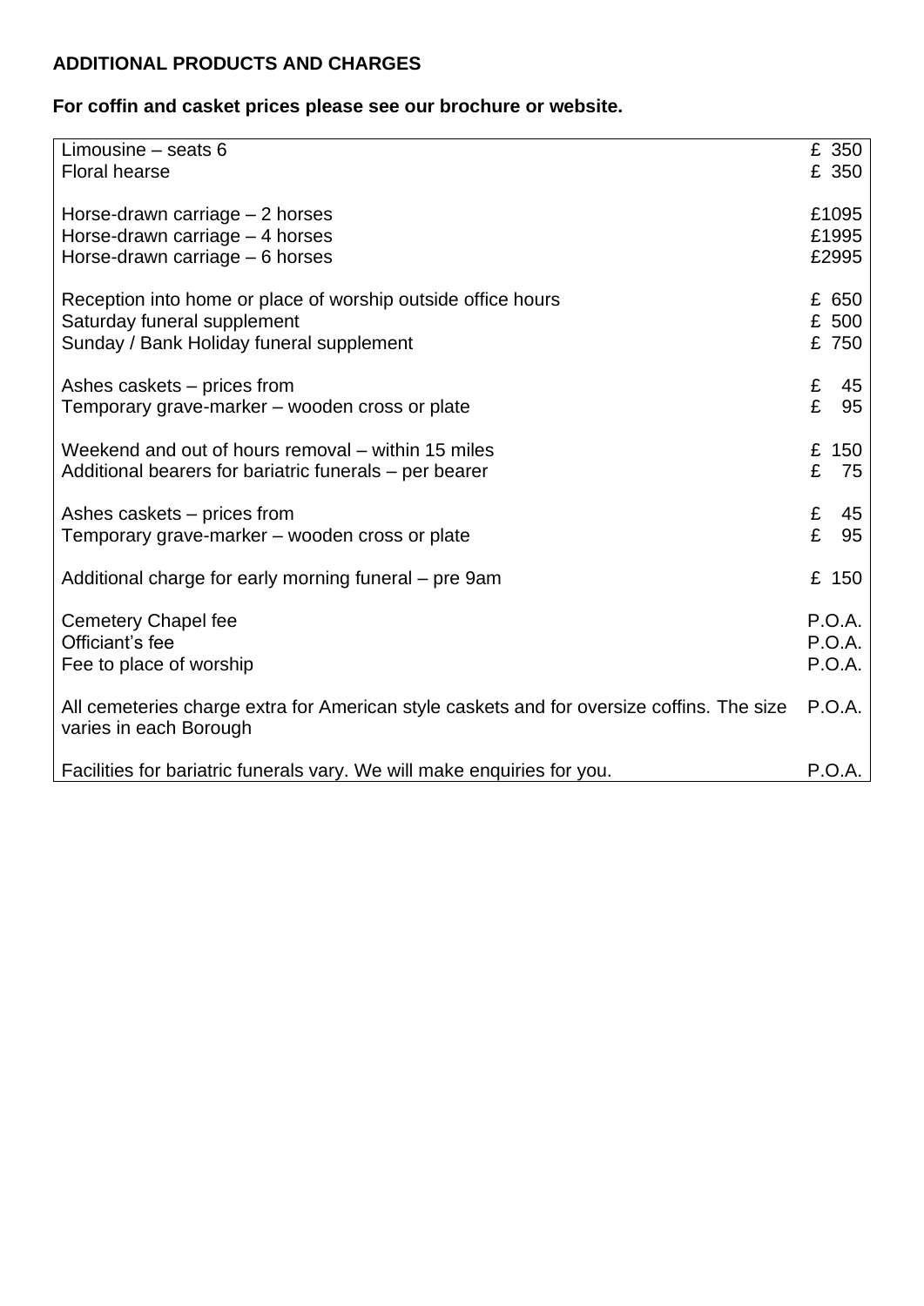**ADDITIONAL PRODUCTS AND CHARGES**

**For coffin and casket prices please see our brochure or website.**

| | |
|---|---|
| Limousine – seats 6 | £ 350 |
| Floral hearse | £ 350 |
| | |
| Horse-drawn carriage – 2 horses | £1095 |
| Horse-drawn carriage – 4 horses | £1995 |
| Horse-drawn carriage – 6 horses | £2995 |
| | |
| Reception into home or place of worship outside office hours | £ 650 |
| Saturday funeral supplement | £ 500 |
| Sunday / Bank Holiday funeral supplement | £ 750 |
| | |
| Ashes caskets – prices from | £ 45 |
| Temporary grave-marker – wooden cross or plate | £ 95 |
| | |
| Weekend and out of hours removal – within 15 miles | £ 150 |
| Additional bearers for bariatric funerals – per bearer | £ 75 |
| | |
| Ashes caskets – prices from | £ 45 |
| Temporary grave-marker – wooden cross or plate | £ 95 |
| | |
| Additional charge for early morning funeral – pre 9am | £ 150 |
| | |
| Cemetery Chapel fee | P.O.A. |
| Officiant's fee | P.O.A. |
| Fee to place of worship | P.O.A. |
| | |
| All cemeteries charge extra for American style caskets and for oversize coffins. The size varies in each Borough | P.O.A. |
| | |
| Facilities for bariatric funerals vary. We will make enquiries for you. | P.O.A. |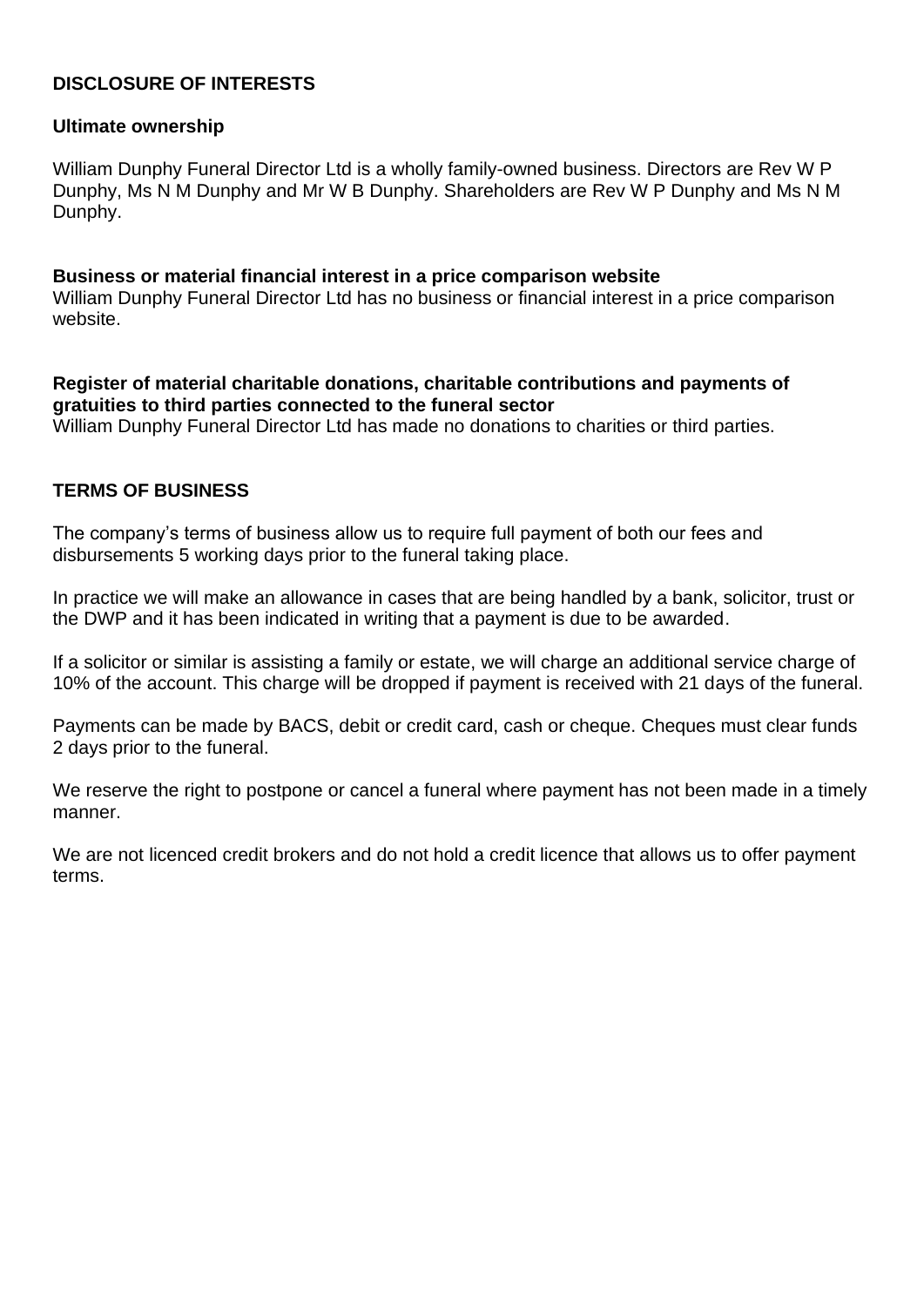## DISCLOSURE OF INTERESTS

### Ultimate ownership

William Dunphy Funeral Director Ltd is a wholly family-owned business. Directors are Rev W P Dunphy, Ms N M Dunphy and Mr W B Dunphy. Shareholders are Rev W P Dunphy and Ms N M Dunphy.

### Business or material financial interest in a price comparison website

William Dunphy Funeral Director Ltd has no business or financial interest in a price comparison website.

### Register of material charitable donations, charitable contributions and payments of gratuities to third parties connected to the funeral sector

William Dunphy Funeral Director Ltd has made no donations to charities or third parties.

## TERMS OF BUSINESS

The company's terms of business allow us to require full payment of both our fees and disbursements 5 working days prior to the funeral taking place.

In practice we will make an allowance in cases that are being handled by a bank, solicitor, trust or the DWP and it has been indicated in writing that a payment is due to be awarded.

If a solicitor or similar is assisting a family or estate, we will charge an additional service charge of 10% of the account. This charge will be dropped if payment is received with 21 days of the funeral.

Payments can be made by BACS, debit or credit card, cash or cheque. Cheques must clear funds 2 days prior to the funeral.

We reserve the right to postpone or cancel a funeral where payment has not been made in a timely manner.

We are not licenced credit brokers and do not hold a credit licence that allows us to offer payment terms.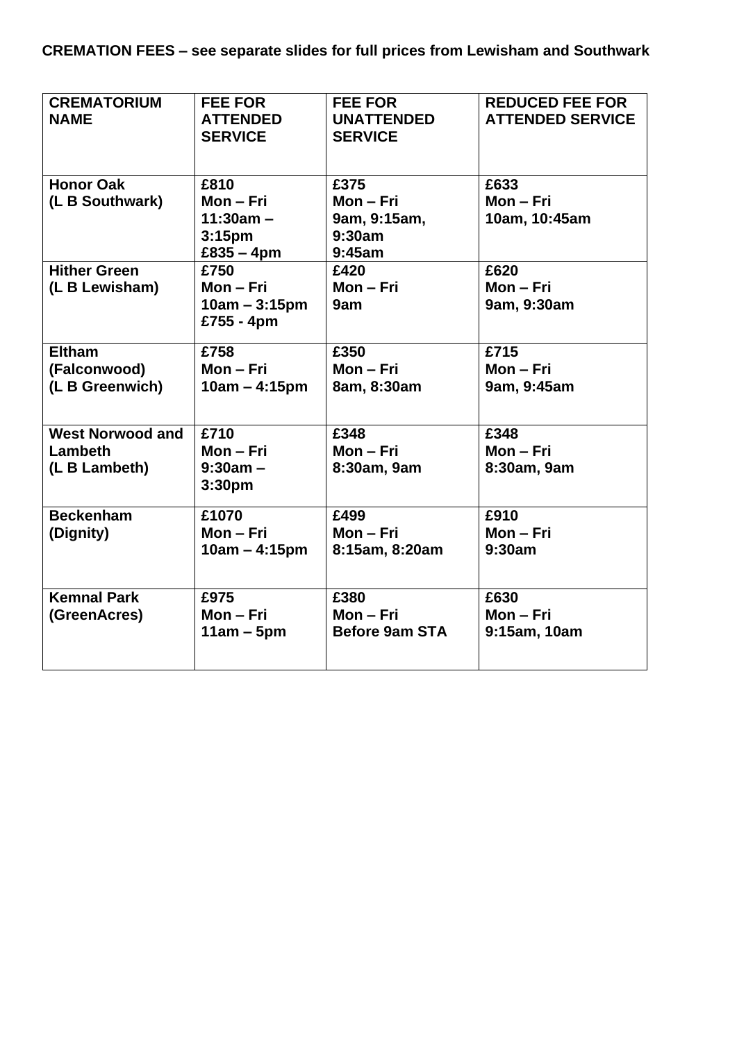**CREMATION FEES – see separate slides for full prices from Lewisham and Southwark**

| CREMATORIUM NAME | FEE FOR ATTENDED SERVICE | FEE FOR UNATTENDED SERVICE | REDUCED FEE FOR ATTENDED SERVICE |
|---|---|---|---|
| **Honor Oak (L B Southwark)** | **£810 Mon – Fri 11:30am – 3:15pm £835 – 4pm** | **£375 Mon – Fri 9am, 9:15am, 9:30am 9:45am** | **£633 Mon – Fri 10am, 10:45am** |
| **Hither Green (L B Lewisham)** | **£750 Mon – Fri 10am – 3:15pm £755 - 4pm** | **£420 Mon – Fri 9am** | **£620 Mon – Fri 9am, 9:30am** |
| **Eltham (Falconwood) (L B Greenwich)** | **£758 Mon – Fri 10am – 4:15pm** | **£350 Mon – Fri 8am, 8:30am** | **£715 Mon – Fri 9am, 9:45am** |
| **West Norwood and Lambeth (L B Lambeth)** | **£710 Mon – Fri 9:30am – 3:30pm** | **£348 Mon – Fri 8:30am, 9am** | **£348 Mon – Fri 8:30am, 9am** |
| **Beckenham (Dignity)** | **£1070 Mon – Fri 10am – 4:15pm** | **£499 Mon – Fri 8:15am, 8:20am** | **£910 Mon – Fri 9:30am** |
| **Kemnal Park (GreenAcres)** | **£975 Mon – Fri 11am – 5pm** | **£380 Mon – Fri Before 9am STA** | **£630 Mon – Fri 9:15am, 10am** |